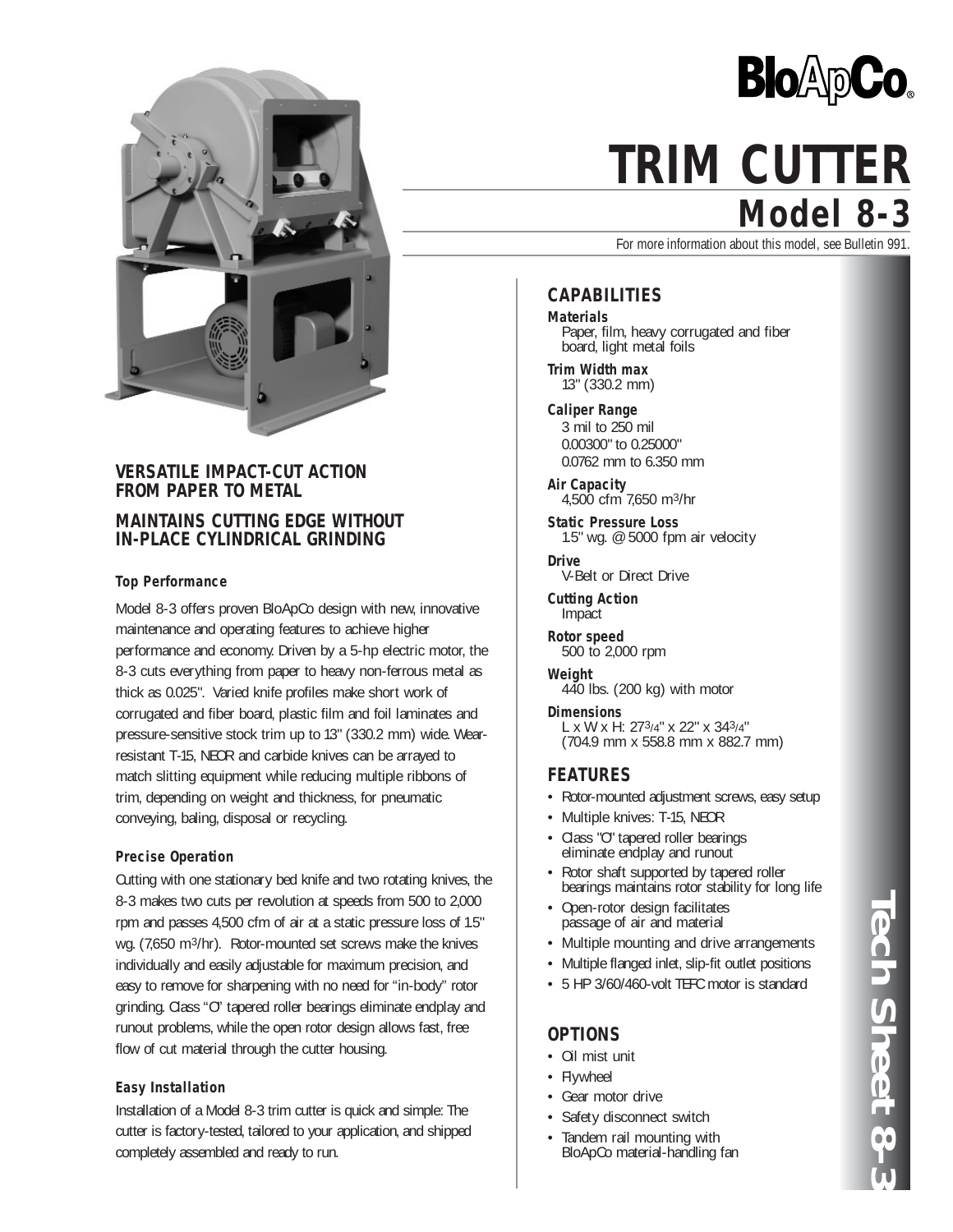# BloApCo®

# TRIM CUTTER

## Model 8-3

For more information about this model, see Bulletin 991.

### VERSATILE IMPACT-CUT ACTION FROM PAPER TO METAL

### MAINTAINS CUTTING EDGE WITHOUT IN-PLACE CYLINDRICAL GRINDING

#### Top Performance

Model 8-3 offers proven BloApCo design with new, innovative maintenance and operating features to achieve higher performance and economy. Driven by a 5-hp electric motor, the 8-3 cuts everything from paper to heavy non-ferrous metal as thick as 0.025". Varied knife profiles make short work of corrugated and fiber board, plastic film and foil laminates and pressure-sensitive stock trim up to 13" (330.2 mm) wide. Wear-resistant T-15, NEOR and carbide knives can be arrayed to match slitting equipment while reducing multiple ribbons of trim, depending on weight and thickness, for pneumatic conveying, baling, disposal or recycling.

#### Precise Operation

Cutting with one stationary bed knife and two rotating knives, the 8-3 makes two cuts per revolution at speeds from 500 to 2,000 rpm and passes 4,500 cfm of air at a static pressure loss of 1.5" wg. (7,650 m³/hr). Rotor-mounted set screws make the knives individually and easily adjustable for maximum precision, and easy to remove for sharpening with no need for "in-body" rotor grinding. Class "O" tapered roller bearings eliminate endplay and runout problems, while the open rotor design allows fast, free flow of cut material through the cutter housing.

#### Easy Installation

Installation of a Model 8-3 trim cutter is quick and simple: The cutter is factory-tested, tailored to your application, and shipped completely assembled and ready to run.

### CAPABILITIES

**Materials**
Paper, film, heavy corrugated and fiber board, light metal foils

**Trim Width max**
13" (330.2 mm)

**Caliper Range**
3 mil to 250 mil
0.00300" to 0.25000"
0.0762 mm to 6.350 mm

**Air Capacity**
4,500 cfm 7,650 m³/hr

**Static Pressure Loss**
1.5" wg. @ 5000 fpm air velocity

**Drive**
V-Belt or Direct Drive

**Cutting Action**
Impact

**Rotor speed**
500 to 2,000 rpm

**Weight**
440 lbs. (200 kg) with motor

**Dimensions**
L x W x H: 27 3/4" x 22" x 34 3/4"
(704.9 mm x 558.8 mm x 882.7 mm)

### FEATURES

- Rotor-mounted adjustment screws, easy setup
- Multiple knives: T-15, NEOR
- Class "O" tapered roller bearings eliminate endplay and runout
- Rotor shaft supported by tapered roller bearings maintains rotor stability for long life
- Open-rotor design facilitates passage of air and material
- Multiple mounting and drive arrangements
- Multiple flanged inlet, slip-fit outlet positions
- 5 HP 3/60/460-volt TEFC motor is standard

### OPTIONS

- Oil mist unit
- Flywheel
- Gear motor drive
- Safety disconnect switch
- Tandem rail mounting with BloApCo material-handling fan

Tech Sheet 8-3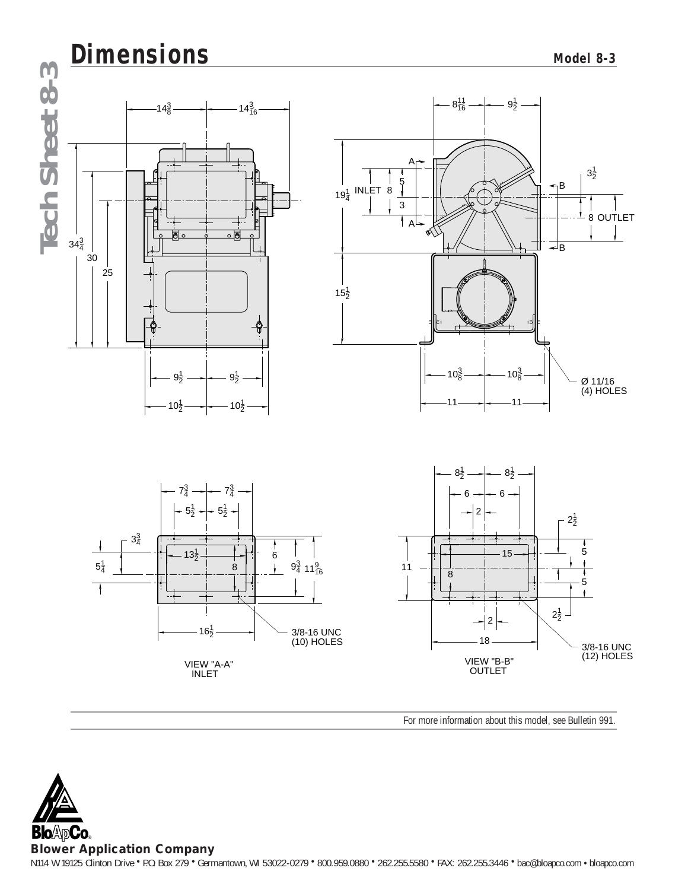# Dimensions

**Model 8-3**

**Tech Sheet 8-3**

14 3/8
14 3/16
34 3/4
30
25
9 1/2
9 1/2
10 1/2
10 1/2

8 11/16
9 1/2
A
A
19 1/4
INLET 8
5
3
3 1/2
B
B
8 OUTLET
15 1/2
10 3/8
10 3/8
11
11
Ø 11/16
(4) HOLES

7 3/4
7 3/4
5 1/2
5 1/2
3 3/4
5 1/4
13 1/2
8
6
9 3/4
11 9/16
16 1/2
3/8-16 UNC
(10) HOLES

VIEW "A-A"
INLET

8 1/2
8 1/2
6
6
2
2 1/2
11
15
8
5
5
2 1/2
2
18
3/8-16 UNC
(12) HOLES

VIEW "B-B"
OUTLET

For more information about this model, see Bulletin 991.

BloApCo®

**Blower Application Company**

N114 W19125 Clinton Drive • P.O. Box 279 • Germantown, WI 53022-0279 • 800.959.0880 • 262.255.5580 • FAX: 262.255.3446 • bac@bloapco.com • bloapco.com